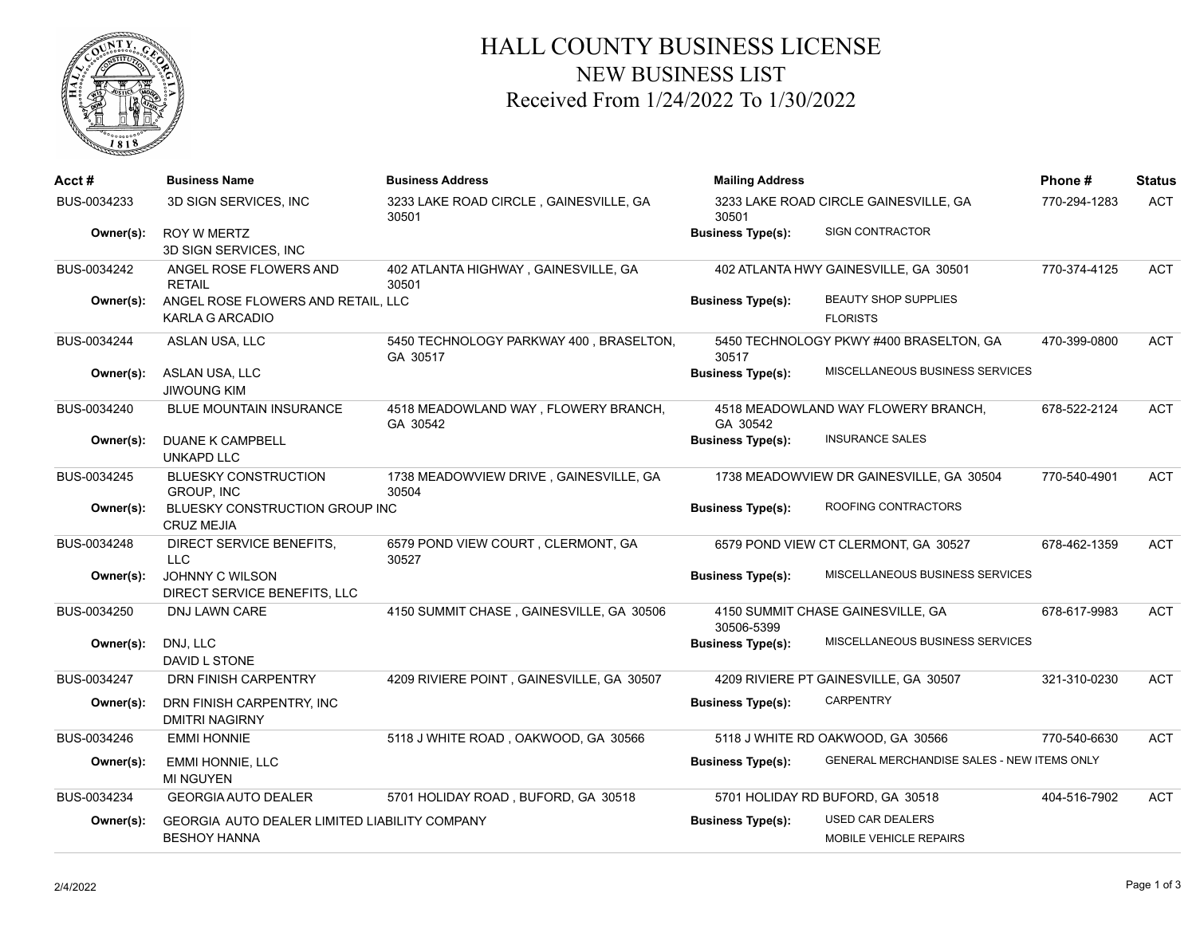# HALL COUNTY BUSINESS LICENSE
## NEW BUSINESS LIST
### Received From 1/24/2022 To 1/30/2022

| Acct # | Business Name | Business Address | Mailing Address | | Phone # | Status |
|---|---|---|---|---|---|---|
| BUS-0034233 | 3D SIGN SERVICES, INC | 3233 LAKE ROAD CIRCLE , GAINESVILLE, GA 30501 | 3233 LAKE ROAD CIRCLE GAINESVILLE, GA 30501 | | 770-294-1283 | ACT |
| **Owner(s):** | ROY W MERTZ<br>3D SIGN SERVICES, INC | | **Business Type(s):** | SIGN CONTRACTOR | | |
| BUS-0034242 | ANGEL ROSE FLOWERS AND RETAIL | 402 ATLANTA HIGHWAY , GAINESVILLE, GA 30501 | 402 ATLANTA HWY GAINESVILLE, GA 30501 | | 770-374-4125 | ACT |
| **Owner(s):** | ANGEL ROSE FLOWERS AND RETAIL, LLC<br>KARLA G ARCADIO | | **Business Type(s):** | BEAUTY SHOP SUPPLIES<br>FLORISTS | | |
| BUS-0034244 | ASLAN USA, LLC | 5450 TECHNOLOGY PARKWAY 400 , BRASELTON, GA 30517 | 5450 TECHNOLOGY PKWY #400 BRASELTON, GA 30517 | | 470-399-0800 | ACT |
| **Owner(s):** | ASLAN USA, LLC<br>JIWOUNG KIM | | **Business Type(s):** | MISCELLANEOUS BUSINESS SERVICES | | |
| BUS-0034240 | BLUE MOUNTAIN INSURANCE | 4518 MEADOWLAND WAY , FLOWERY BRANCH, GA 30542 | 4518 MEADOWLAND WAY FLOWERY BRANCH, GA 30542 | | 678-522-2124 | ACT |
| **Owner(s):** | DUANE K CAMPBELL<br>UNKAPD LLC | | **Business Type(s):** | INSURANCE SALES | | |
| BUS-0034245 | BLUESKY CONSTRUCTION GROUP, INC | 1738 MEADOWVIEW DRIVE , GAINESVILLE, GA 30504 | 1738 MEADOWVIEW DR GAINESVILLE, GA 30504 | | 770-540-4901 | ACT |
| **Owner(s):** | BLUESKY CONSTRUCTION GROUP INC<br>CRUZ MEJIA | | **Business Type(s):** | ROOFING CONTRACTORS | | |
| BUS-0034248 | DIRECT SERVICE BENEFITS, LLC | 6579 POND VIEW COURT , CLERMONT, GA 30527 | 6579 POND VIEW CT CLERMONT, GA 30527 | | 678-462-1359 | ACT |
| **Owner(s):** | JOHNNY C WILSON<br>DIRECT SERVICE BENEFITS, LLC | | **Business Type(s):** | MISCELLANEOUS BUSINESS SERVICES | | |
| BUS-0034250 | DNJ LAWN CARE | 4150 SUMMIT CHASE , GAINESVILLE, GA 30506 | 4150 SUMMIT CHASE GAINESVILLE, GA 30506-5399 | | 678-617-9983 | ACT |
| **Owner(s):** | DNJ, LLC<br>DAVID L STONE | | **Business Type(s):** | MISCELLANEOUS BUSINESS SERVICES | | |
| BUS-0034247 | DRN FINISH CARPENTRY | 4209 RIVIERE POINT , GAINESVILLE, GA 30507 | 4209 RIVIERE PT GAINESVILLE, GA 30507 | | 321-310-0230 | ACT |
| **Owner(s):** | DRN FINISH CARPENTRY, INC<br>DMITRI NAGIRNY | | **Business Type(s):** | CARPENTRY | | |
| BUS-0034246 | EMMI HONNIE | 5118 J WHITE ROAD , OAKWOOD, GA 30566 | 5118 J WHITE RD OAKWOOD, GA 30566 | | 770-540-6630 | ACT |
| **Owner(s):** | EMMI HONNIE, LLC<br>MI NGUYEN | | **Business Type(s):** | GENERAL MERCHANDISE SALES - NEW ITEMS ONLY | | |
| BUS-0034234 | GEORGIA AUTO DEALER | 5701 HOLIDAY ROAD , BUFORD, GA 30518 | 5701 HOLIDAY RD BUFORD, GA 30518 | | 404-516-7902 | ACT |
| **Owner(s):** | GEORGIA AUTO DEALER LIMITED LIABILITY COMPANY<br>BESHOY HANNA | | **Business Type(s):** | USED CAR DEALERS<br>MOBILE VEHICLE REPAIRS | | |

2/4/2022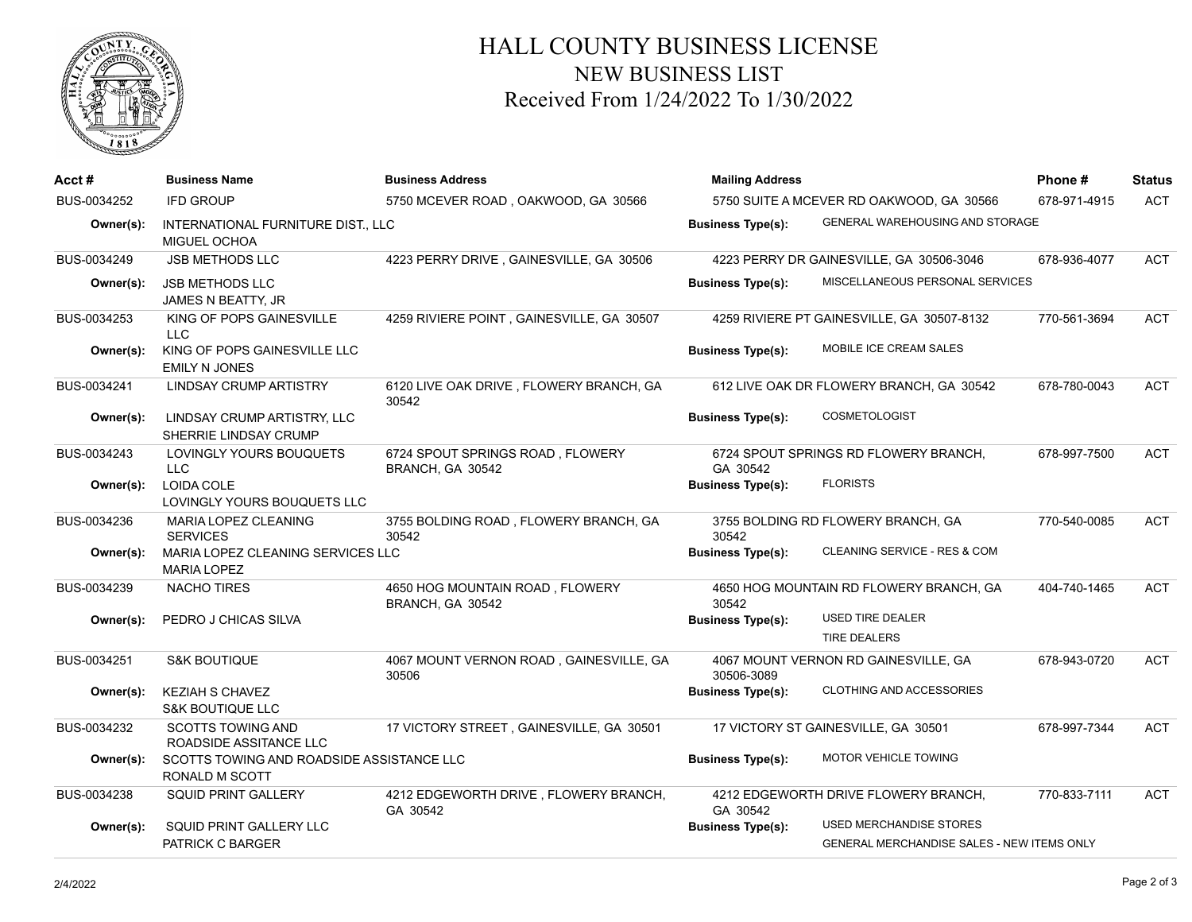# HALL COUNTY BUSINESS LICENSE
## NEW BUSINESS LIST
### Received From 1/24/2022 To 1/30/2022

| Acct # | Business Name | Business Address | Mailing Address | Phone # | Status |
|---|---|---|---|---|---|
| BUS-0034252 | IFD GROUP | 5750 MCEVER ROAD , OAKWOOD, GA 30566 | 5750 SUITE A MCEVER RD OAKWOOD, GA 30566 | 678-971-4915 | ACT |
| Owner(s): | INTERNATIONAL FURNITURE DIST., LLC<br>MIGUEL OCHOA | | Business Type(s): GENERAL WAREHOUSING AND STORAGE | | |
| BUS-0034249 | JSB METHODS LLC | 4223 PERRY DRIVE , GAINESVILLE, GA 30506 | 4223 PERRY DR GAINESVILLE, GA 30506-3046 | 678-936-4077 | ACT |
| Owner(s): | JSB METHODS LLC<br>JAMES N BEATTY, JR | | Business Type(s): MISCELLANEOUS PERSONAL SERVICES | | |
| BUS-0034253 | KING OF POPS GAINESVILLE LLC | 4259 RIVIERE POINT , GAINESVILLE, GA 30507 | 4259 RIVIERE PT GAINESVILLE, GA 30507-8132 | 770-561-3694 | ACT |
| Owner(s): | KING OF POPS GAINESVILLE LLC<br>EMILY N JONES | | Business Type(s): MOBILE ICE CREAM SALES | | |
| BUS-0034241 | LINDSAY CRUMP ARTISTRY | 6120 LIVE OAK DRIVE , FLOWERY BRANCH, GA 30542 | 612 LIVE OAK DR FLOWERY BRANCH, GA 30542 | 678-780-0043 | ACT |
| Owner(s): | LINDSAY CRUMP ARTISTRY, LLC<br>SHERRIE LINDSAY CRUMP | | Business Type(s): COSMETOLOGIST | | |
| BUS-0034243 | LOVINGLY YOURS BOUQUETS LLC | 6724 SPOUT SPRINGS ROAD , FLOWERY BRANCH, GA 30542 | 6724 SPOUT SPRINGS RD FLOWERY BRANCH, GA 30542 | 678-997-7500 | ACT |
| Owner(s): | LOIDA COLE<br>LOVINGLY YOURS BOUQUETS LLC | | Business Type(s): FLORISTS | | |
| BUS-0034236 | MARIA LOPEZ CLEANING SERVICES | 3755 BOLDING ROAD , FLOWERY BRANCH, GA 30542 | 3755 BOLDING RD FLOWERY BRANCH, GA 30542 | 770-540-0085 | ACT |
| Owner(s): | MARIA LOPEZ CLEANING SERVICES LLC<br>MARIA LOPEZ | | Business Type(s): CLEANING SERVICE - RES & COM | | |
| BUS-0034239 | NACHO TIRES | 4650 HOG MOUNTAIN ROAD , FLOWERY BRANCH, GA 30542 | 4650 HOG MOUNTAIN RD FLOWERY BRANCH, GA 30542 | 404-740-1465 | ACT |
| Owner(s): | PEDRO J CHICAS SILVA | | Business Type(s): USED TIRE DEALER<br>TIRE DEALERS | | |
| BUS-0034251 | S&K BOUTIQUE | 4067 MOUNT VERNON ROAD , GAINESVILLE, GA 30506 | 4067 MOUNT VERNON RD GAINESVILLE, GA 30506-3089 | 678-943-0720 | ACT |
| Owner(s): | KEZIAH S CHAVEZ<br>S&K BOUTIQUE LLC | | Business Type(s): CLOTHING AND ACCESSORIES | | |
| BUS-0034232 | SCOTTS TOWING AND ROADSIDE ASSITANCE LLC | 17 VICTORY STREET , GAINESVILLE, GA 30501 | 17 VICTORY ST GAINESVILLE, GA 30501 | 678-997-7344 | ACT |
| Owner(s): | SCOTTS TOWING AND ROADSIDE ASSISTANCE LLC<br>RONALD M SCOTT | | Business Type(s): MOTOR VEHICLE TOWING | | |
| BUS-0034238 | SQUID PRINT GALLERY | 4212 EDGEWORTH DRIVE , FLOWERY BRANCH, GA 30542 | 4212 EDGEWORTH DRIVE FLOWERY BRANCH, GA 30542 | 770-833-7111 | ACT |
| Owner(s): | SQUID PRINT GALLERY LLC<br>PATRICK C BARGER | | Business Type(s): USED MERCHANDISE STORES<br>GENERAL MERCHANDISE SALES - NEW ITEMS ONLY | | |

2/4/2022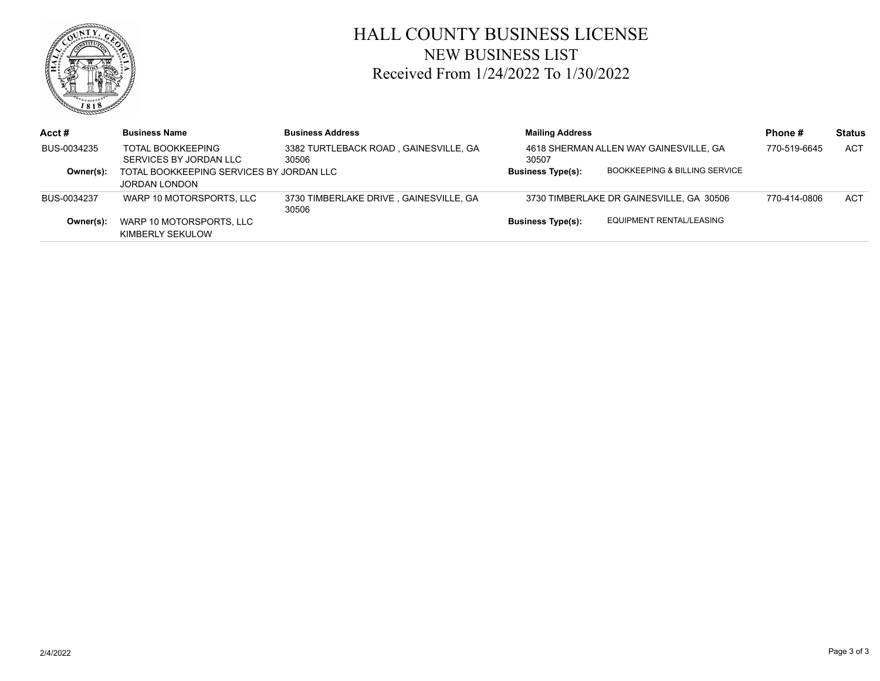# HALL COUNTY BUSINESS LICENSE

## NEW BUSINESS LIST

## Received From 1/24/2022 To 1/30/2022

| Acct # | Business Name | Business Address | Mailing Address | Phone # | Status |
|---|---|---|---|---|---|
| BUS-0034235 | TOTAL BOOKKEEPING SERVICES BY JORDAN LLC | 3382 TURTLEBACK ROAD , GAINESVILLE, GA 30506 | 4618 SHERMAN ALLEN WAY GAINESVILLE, GA 30507 | 770-519-6645 | ACT |
| **Owner(s):** | TOTAL BOOKKEEPING SERVICES BY JORDAN LLC<br>JORDAN LONDON | | **Business Type(s):** BOOKKEEPING & BILLING SERVICE | | |
| BUS-0034237 | WARP 10 MOTORSPORTS, LLC | 3730 TIMBERLAKE DRIVE , GAINESVILLE, GA 30506 | 3730 TIMBERLAKE DR GAINESVILLE, GA 30506 | 770-414-0806 | ACT |
| **Owner(s):** | WARP 10 MOTORSPORTS, LLC<br>KIMBERLY SEKULOW | | **Business Type(s):** EQUIPMENT RENTAL/LEASING | | |

2/4/2022